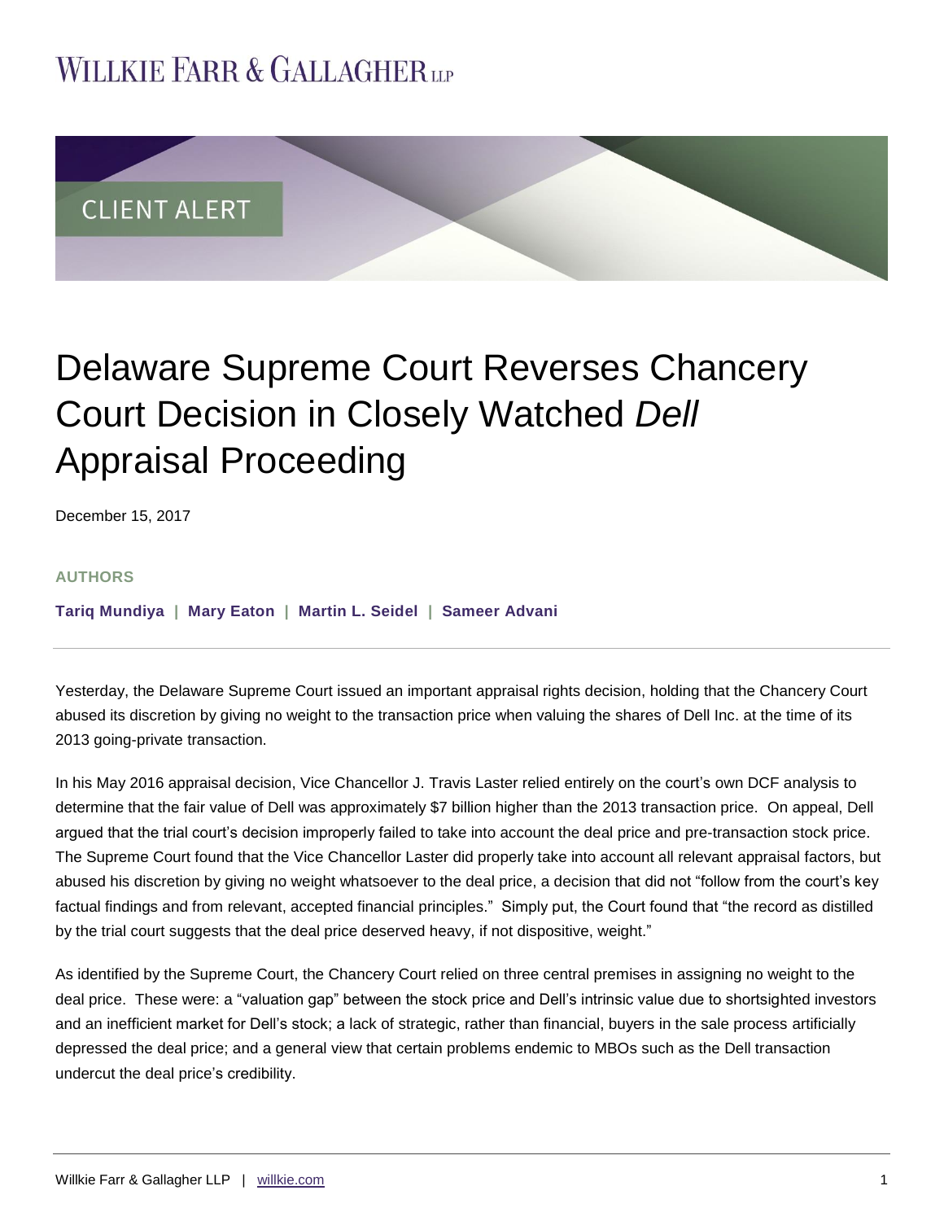# WILLKIE FARR & GALLAGHER LLP

CLIENT ALERT

# Delaware Supreme Court Reverses Chancery Court Decision in Closely Watched *Dell* Appraisal Proceeding

December 15, 2017

**AUTHORS**

**Tariq Mundiya | Mary Eaton | Martin L. Seidel | Sameer Advani**

---

Yesterday, the Delaware Supreme Court issued an important appraisal rights decision, holding that the Chancery Court abused its discretion by giving no weight to the transaction price when valuing the shares of Dell Inc. at the time of its 2013 going-private transaction.

In his May 2016 appraisal decision, Vice Chancellor J. Travis Laster relied entirely on the court's own DCF analysis to determine that the fair value of Dell was approximately $7 billion higher than the 2013 transaction price. On appeal, Dell argued that the trial court's decision improperly failed to take into account the deal price and pre-transaction stock price. The Supreme Court found that the Vice Chancellor Laster did properly take into account all relevant appraisal factors, but abused his discretion by giving no weight whatsoever to the deal price, a decision that did not "follow from the court's key factual findings and from relevant, accepted financial principles." Simply put, the Court found that "the record as distilled by the trial court suggests that the deal price deserved heavy, if not dispositive, weight."

As identified by the Supreme Court, the Chancery Court relied on three central premises in assigning no weight to the deal price. These were: a "valuation gap" between the stock price and Dell's intrinsic value due to shortsighted investors and an inefficient market for Dell's stock; a lack of strategic, rather than financial, buyers in the sale process artificially depressed the deal price; and a general view that certain problems endemic to MBOs such as the Dell transaction undercut the deal price's credibility.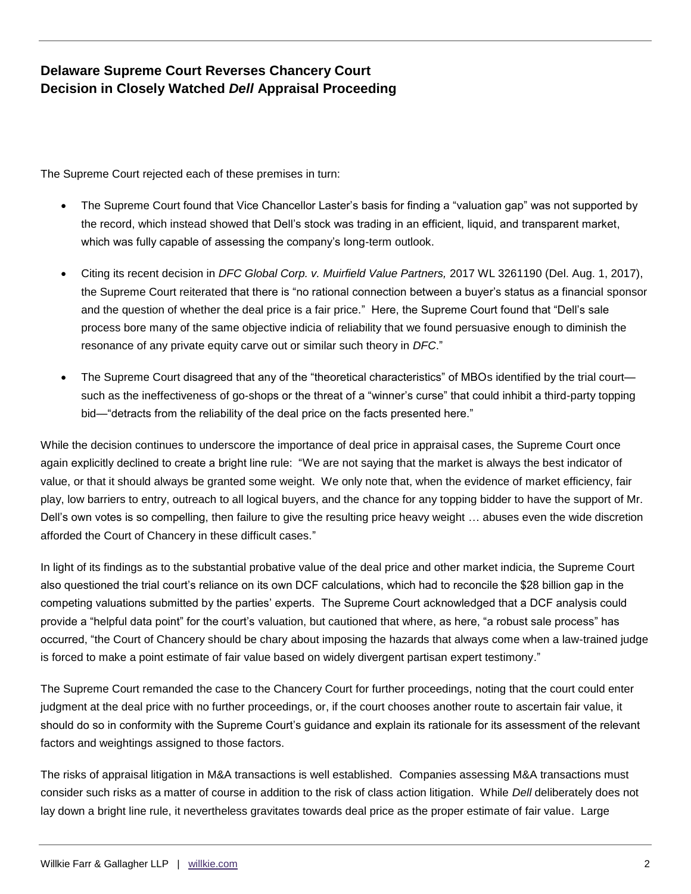The Supreme Court rejected each of these premises in turn:

- The Supreme Court found that Vice Chancellor Laster's basis for finding a "valuation gap" was not supported by the record, which instead showed that Dell's stock was trading in an efficient, liquid, and transparent market, which was fully capable of assessing the company's long-term outlook.
- Citing its recent decision in *DFC Global Corp. v. Muirfield Value Partners,* 2017 WL 3261190 (Del. Aug. 1, 2017), the Supreme Court reiterated that there is "no rational connection between a buyer's status as a financial sponsor and the question of whether the deal price is a fair price." Here, the Supreme Court found that "Dell's sale process bore many of the same objective indicia of reliability that we found persuasive enough to diminish the resonance of any private equity carve out or similar such theory in *DFC*."
- The Supreme Court disagreed that any of the "theoretical characteristics" of MBOs identified by the trial court—such as the ineffectiveness of go-shops or the threat of a "winner's curse" that could inhibit a third-party topping bid—"detracts from the reliability of the deal price on the facts presented here."

While the decision continues to underscore the importance of deal price in appraisal cases, the Supreme Court once again explicitly declined to create a bright line rule: "We are not saying that the market is always the best indicator of value, or that it should always be granted some weight. We only note that, when the evidence of market efficiency, fair play, low barriers to entry, outreach to all logical buyers, and the chance for any topping bidder to have the support of Mr. Dell's own votes is so compelling, then failure to give the resulting price heavy weight … abuses even the wide discretion afforded the Court of Chancery in these difficult cases."

In light of its findings as to the substantial probative value of the deal price and other market indicia, the Supreme Court also questioned the trial court's reliance on its own DCF calculations, which had to reconcile the $28 billion gap in the competing valuations submitted by the parties' experts. The Supreme Court acknowledged that a DCF analysis could provide a "helpful data point" for the court's valuation, but cautioned that where, as here, "a robust sale process" has occurred, "the Court of Chancery should be chary about imposing the hazards that always come when a law-trained judge is forced to make a point estimate of fair value based on widely divergent partisan expert testimony."

The Supreme Court remanded the case to the Chancery Court for further proceedings, noting that the court could enter judgment at the deal price with no further proceedings, or, if the court chooses another route to ascertain fair value, it should do so in conformity with the Supreme Court's guidance and explain its rationale for its assessment of the relevant factors and weightings assigned to those factors.

The risks of appraisal litigation in M&A transactions is well established. Companies assessing M&A transactions must consider such risks as a matter of course in addition to the risk of class action litigation. While *Dell* deliberately does not lay down a bright line rule, it nevertheless gravitates towards deal price as the proper estimate of fair value. Large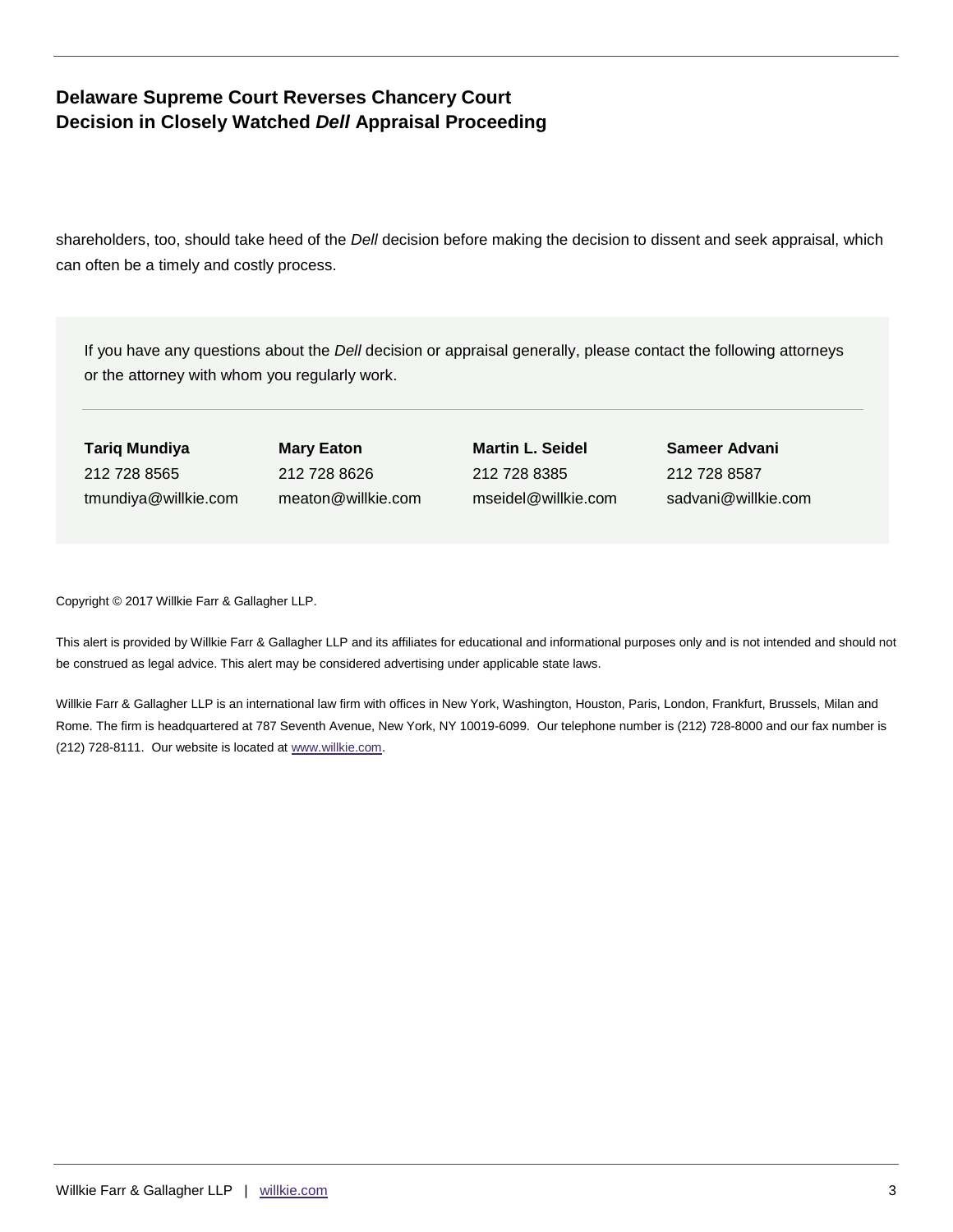shareholders, too, should take heed of the *Dell* decision before making the decision to dissent and seek appraisal, which can often be a timely and costly process.

If you have any questions about the *Dell* decision or appraisal generally, please contact the following attorneys or the attorney with whom you regularly work.

**Tariq Mundiya**
212 728 8565
tmundiya@willkie.com

**Mary Eaton**
212 728 8626
meaton@willkie.com

**Martin L. Seidel**
212 728 8385
mseidel@willkie.com

**Sameer Advani**
212 728 8587
sadvani@willkie.com

Copyright © 2017 Willkie Farr & Gallagher LLP.

This alert is provided by Willkie Farr & Gallagher LLP and its affiliates for educational and informational purposes only and is not intended and should not be construed as legal advice. This alert may be considered advertising under applicable state laws.

Willkie Farr & Gallagher LLP is an international law firm with offices in New York, Washington, Houston, Paris, London, Frankfurt, Brussels, Milan and Rome. The firm is headquartered at 787 Seventh Avenue, New York, NY 10019-6099. Our telephone number is (212) 728-8000 and our fax number is (212) 728-8111. Our website is located at [www.willkie.com](http://www.willkie.com).